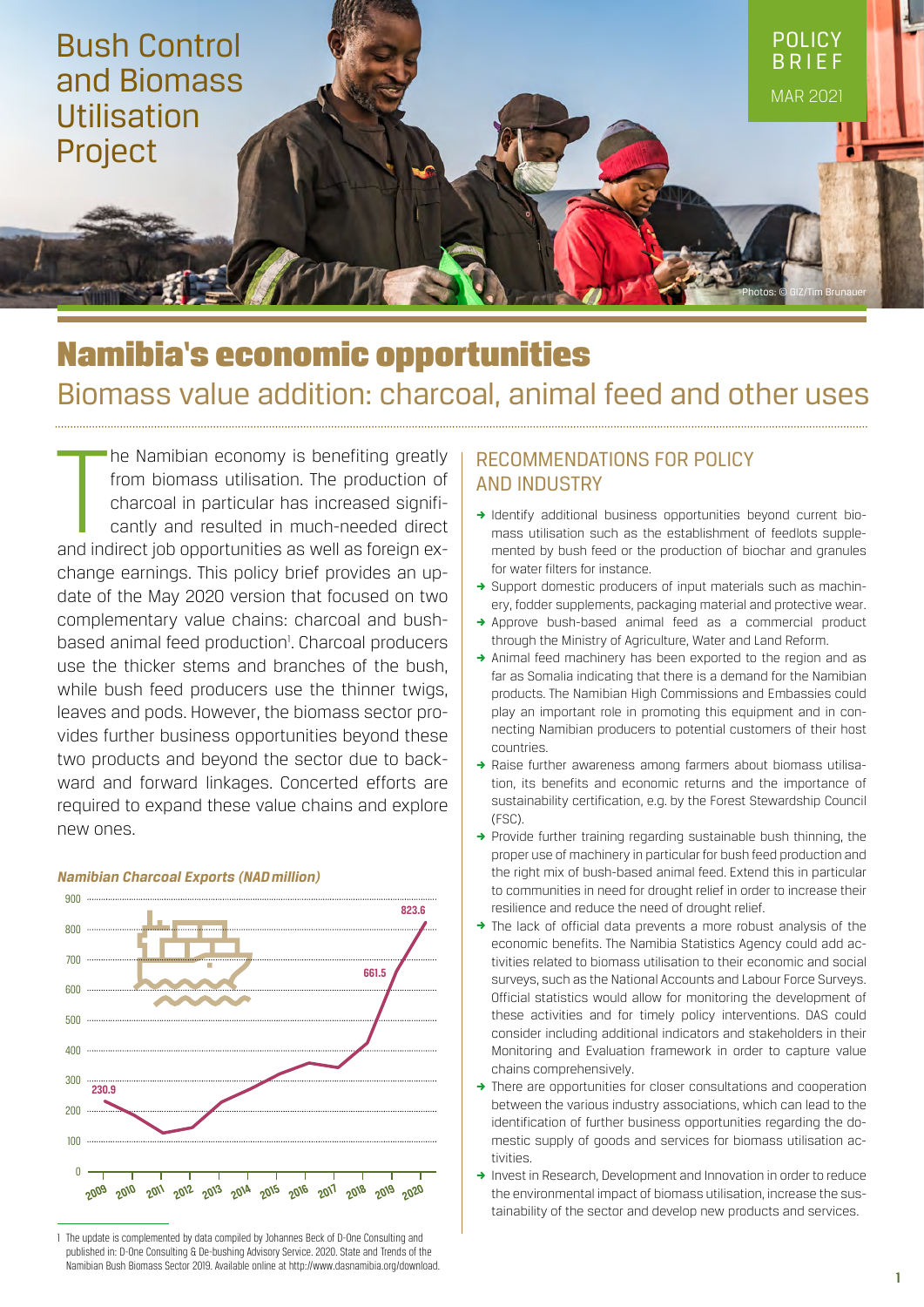Bush Control and Biomass Utilisation Project

POLICY BRIEF

MAR 2021

Photos: © GIZ/Tim Brunauer

# Namibia's economic opportunities

## Biomass value addition: charcoal, animal feed and other uses

The Namibian economy is benefiting greatly from biomass utilisation. The production of charcoal in particular has increased significantly and resulted in much-needed direct and indirect job opportunities as well as foreign exchange earnings. This policy brief provides an update of the May 2020 version that focused on two complementary value chains: charcoal and bush-based animal feed production[1]. Charcoal producers use the thicker stems and branches of the bush, while bush feed producers use the thinner twigs, leaves and pods. However, the biomass sector provides further business opportunities beyond these two products and beyond the sector due to backward and forward linkages. Concerted efforts are required to expand these value chains and explore new ones.

*Namibian Charcoal Exports (NAD million)*

| Year | NAD million |
|---|---|
| 2009 | 230.9 |
| 2019 | 661.5 |
| 2020 | 823.6 |

### RECOMMENDATIONS FOR POLICY AND INDUSTRY

- Identify additional business opportunities beyond current biomass utilisation such as the establishment of feedlots supplemented by bush feed or the production of biochar and granules for water filters for instance.
- Support domestic producers of input materials such as machinery, fodder supplements, packaging material and protective wear.
- Approve bush-based animal feed as a commercial product through the Ministry of Agriculture, Water and Land Reform.
- Animal feed machinery has been exported to the region and as far as Somalia indicating that there is a demand for the Namibian products. The Namibian High Commissions and Embassies could play an important role in promoting this equipment and in connecting Namibian producers to potential customers of their host countries.
- Raise further awareness among farmers about biomass utilisation, its benefits and economic returns and the importance of sustainability certification, e.g. by the Forest Stewardship Council (FSC).
- Provide further training regarding sustainable bush thinning, the proper use of machinery in particular for bush feed production and the right mix of bush-based animal feed. Extend this in particular to communities in need for drought relief in order to increase their resilience and reduce the need of drought relief.
- The lack of official data prevents a more robust analysis of the economic benefits. The Namibia Statistics Agency could add activities related to biomass utilisation to their economic and social surveys, such as the National Accounts and Labour Force Surveys. Official statistics would allow for monitoring the development of these activities and for timely policy interventions. DAS could consider including additional indicators and stakeholders in their Monitoring and Evaluation framework in order to capture value chains comprehensively.
- There are opportunities for closer consultations and cooperation between the various industry associations, which can lead to the identification of further business opportunities regarding the domestic supply of goods and services for biomass utilisation activities.
- Invest in Research, Development and Innovation in order to reduce the environmental impact of biomass utilisation, increase the sustainability of the sector and develop new products and services.

---

[1] The update is complemented by data compiled by Johannes Beck of D-One Consulting and published in: D-One Consulting & De-bushing Advisory Service. 2020. State and Trends of the Namibian Bush Biomass Sector 2019. Available online at http://www.dasnamibia.org/download.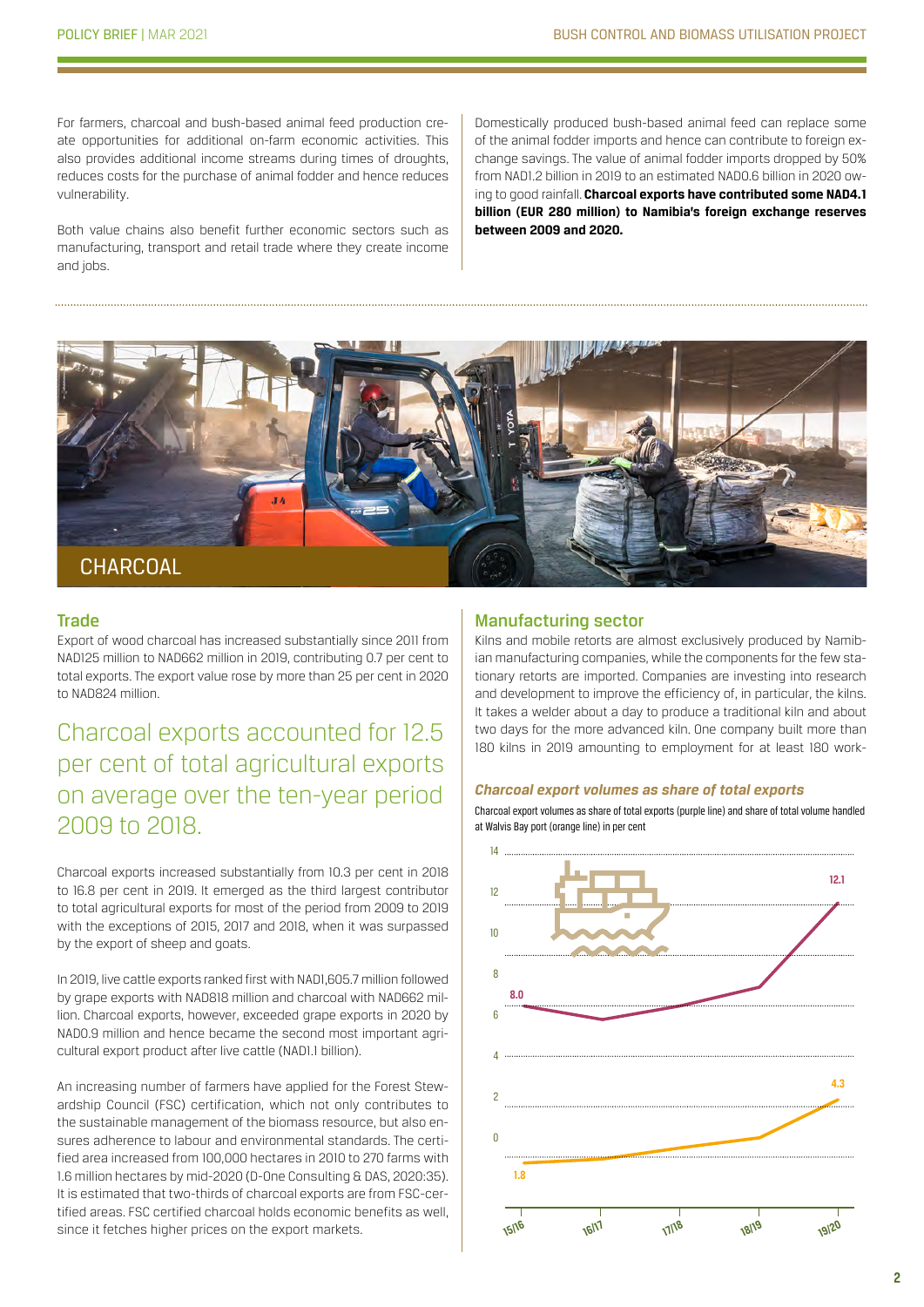For farmers, charcoal and bush-based animal feed production create opportunities for additional on-farm economic activities. This also provides additional income streams during times of droughts, reduces costs for the purchase of animal fodder and hence reduces vulnerability.

Both value chains also benefit further economic sectors such as manufacturing, transport and retail trade where they create income and jobs.

Domestically produced bush-based animal feed can replace some of the animal fodder imports and hence can contribute to foreign exchange savings. The value of animal fodder imports dropped by 50% from NAD1.2 billion in 2019 to an estimated NAD0.6 billion in 2020 owing to good rainfall. **Charcoal exports have contributed some NAD4.1 billion (EUR 280 million) to Namibia's foreign exchange reserves between 2009 and 2020.**

# CHARCOAL

## Trade

Export of wood charcoal has increased substantially since 2011 from NAD125 million to NAD662 million in 2019, contributing 0.7 per cent to total exports. The export value rose by more than 25 per cent in 2020 to NAD824 million.

> Charcoal exports accounted for 12.5 per cent of total agricultural exports on average over the ten-year period 2009 to 2018.

Charcoal exports increased substantially from 10.3 per cent in 2018 to 16.8 per cent in 2019. It emerged as the third largest contributor to total agricultural exports for most of the period from 2009 to 2019 with the exceptions of 2015, 2017 and 2018, when it was surpassed by the export of sheep and goats.

In 2019, live cattle exports ranked first with NAD1,605.7 million followed by grape exports with NAD818 million and charcoal with NAD662 million. Charcoal exports, however, exceeded grape exports in 2020 by NAD0.9 million and hence became the second most important agricultural export product after live cattle (NAD1.1 billion).

An increasing number of farmers have applied for the Forest Stewardship Council (FSC) certification, which not only contributes to the sustainable management of the biomass resource, but also ensures adherence to labour and environmental standards. The certified area increased from 100,000 hectares in 2010 to 270 farms with 1.6 million hectares by mid-2020 (D-One Consulting & DAS, 2020:35). It is estimated that two-thirds of charcoal exports are from FSC-certified areas. FSC certified charcoal holds economic benefits as well, since it fetches higher prices on the export markets.

## Manufacturing sector

Kilns and mobile retorts are almost exclusively produced by Namibian manufacturing companies, while the components for the few stationary retorts are imported. Companies are investing into research and development to improve the efficiency of, in particular, the kilns. It takes a welder about a day to produce a traditional kiln and about two days for the more advanced kiln. One company built more than 180 kilns in 2019 amounting to employment for at least 180 work-

### *Charcoal export volumes as share of total exports*

Charcoal export volumes as share of total exports (purple line) and share of total volume handled at Walvis Bay port (orange line) in per cent

| Year | Share of total exports (%) | Share of volume handled at Walvis Bay port (%) |
|---|---|---|
| 15/16 | 8.0 | 1.8 |
| 16/17 | | |
| 17/18 | | |
| 18/19 | | |
| 19/20 | 12.1 | 4.3 |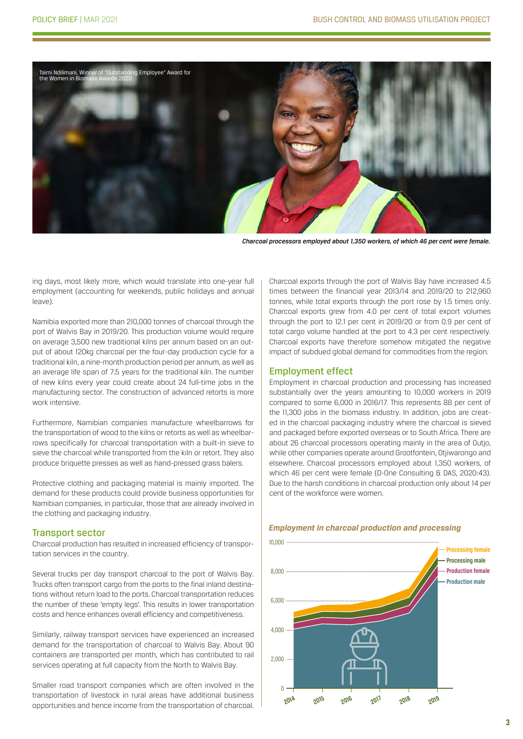Taimi Ndilimani, Winner of "Outstanding Employee" Award for the Women in Biomass Awards 2020

*Charcoal processors employed about 1,350 workers, of which 46 per cent were female.*

ing days, most likely more, which would translate into one-year full employment (accounting for weekends, public holidays and annual leave).

Namibia exported more than 210,000 tonnes of charcoal through the port of Walvis Bay in 2019/20. This production volume would require on average 3,500 new traditional kilns per annum based on an output of about 120kg charcoal per the four-day production cycle for a traditional kiln, a nine-month production period per annum, as well as an average life span of 7.5 years for the traditional kiln. The number of new kilns every year could create about 24 full-time jobs in the manufacturing sector. The construction of advanced retorts is more work intensive.

Furthermore, Namibian companies manufacture wheelbarrows for the transportation of wood to the kilns or retorts as well as wheelbarrows specifically for charcoal transportation with a built-in sieve to sieve the charcoal while transported from the kiln or retort. They also produce briquette presses as well as hand-pressed grass balers.

Protective clothing and packaging material is mainly imported. The demand for these products could provide business opportunities for Namibian companies, in particular, those that are already involved in the clothing and packaging industry.

## Transport sector

Charcoal production has resulted in increased efficiency of transportation services in the country.

Several trucks per day transport charcoal to the port of Walvis Bay. Trucks often transport cargo from the ports to the final inland destinations without return load to the ports. Charcoal transportation reduces the number of these 'empty legs'. This results in lower transportation costs and hence enhances overall efficiency and competitiveness.

Similarly, railway transport services have experienced an increased demand for the transportation of charcoal to Walvis Bay. About 90 containers are transported per month, which has contributed to rail services operating at full capacity from the North to Walvis Bay.

Smaller road transport companies which are often involved in the transportation of livestock in rural areas have additional business opportunities and hence income from the transportation of charcoal.

Charcoal exports through the port of Walvis Bay have increased 4.5 times between the financial year 2013/14 and 2019/20 to 212,960 tonnes, while total exports through the port rose by 1.5 times only. Charcoal exports grew from 4.0 per cent of total export volumes through the port to 12.1 per cent in 2019/20 or from 0.9 per cent of total cargo volume handled at the port to 4.3 per cent respectively. Charcoal exports have therefore somehow mitigated the negative impact of subdued global demand for commodities from the region.

## Employment effect

Employment in charcoal production and processing has increased substantially over the years amounting to 10,000 workers in 2019 compared to some 6,000 in 2016/17. This represents 88 per cent of the 11,300 jobs in the biomass industry. In addition, jobs are created in the charcoal packaging industry where the charcoal is sieved and packaged before exported overseas or to South Africa. There are about 26 charcoal processors operating mainly in the area of Outjo, while other companies operate around Grootfontein, Otjiwarongo and elsewhere. Charcoal processors employed about 1,350 workers, of which 46 per cent were female (D-One Consulting & DAS, 2020:43). Due to the harsh conditions in charcoal production only about 14 per cent of the workforce were women.

***Employment in charcoal production and processing***

Stacked area chart, 2014–2019, y-axis 0–10,000. Series: Processing female, Processing male, Production female, Production male.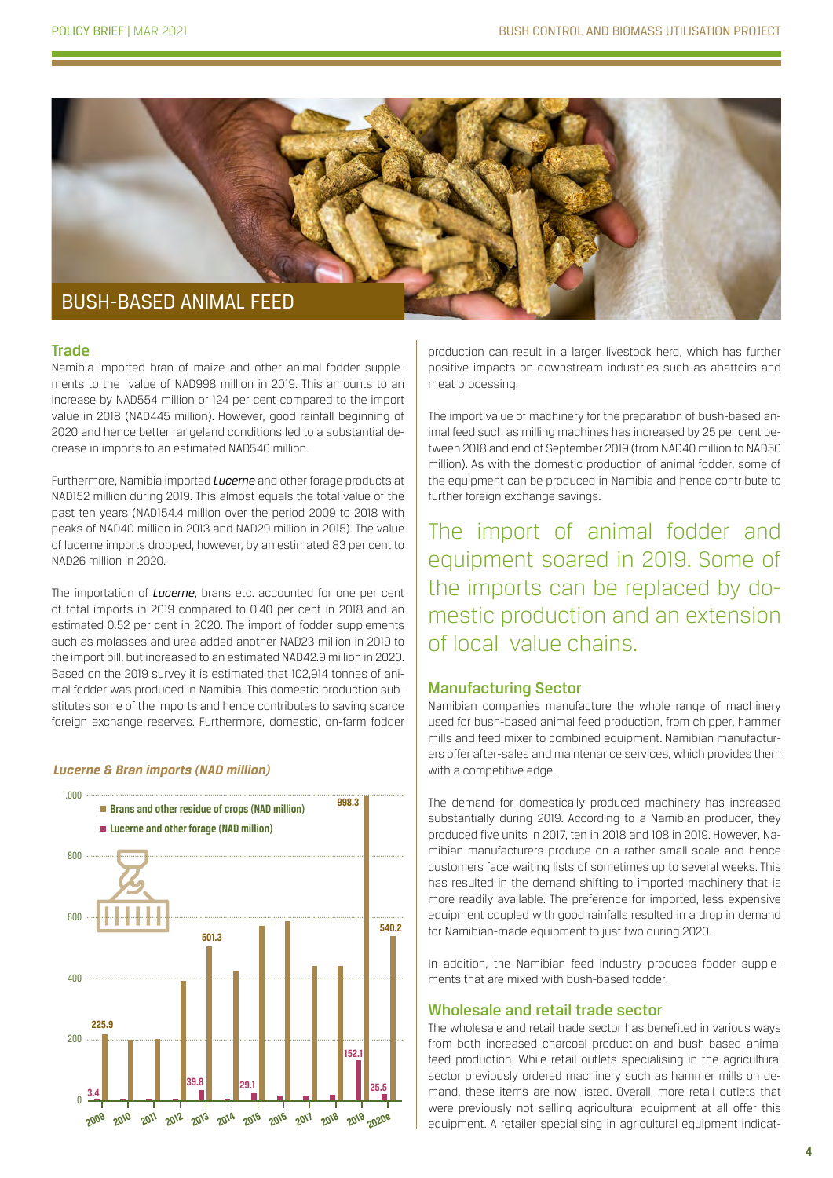# BUSH-BASED ANIMAL FEED

## Trade

Namibia imported bran of maize and other animal fodder supplements to the value of NAD998 million in 2019. This amounts to an increase by NAD554 million or 124 per cent compared to the import value in 2018 (NAD445 million). However, good rainfall beginning of 2020 and hence better rangeland conditions led to a substantial decrease in imports to an estimated NAD540 million.

Furthermore, Namibia imported *Lucerne* and other forage products at NAD152 million during 2019. This almost equals the total value of the past ten years (NAD154.4 million over the period 2009 to 2018 with peaks of NAD40 million in 2013 and NAD29 million in 2015). The value of lucerne imports dropped, however, by an estimated 83 per cent to NAD26 million in 2020.

The importation of *Lucerne*, brans etc. accounted for one per cent of total imports in 2019 compared to 0.40 per cent in 2018 and an estimated 0.52 per cent in 2020. The import of fodder supplements such as molasses and urea added another NAD23 million in 2019 to the import bill, but increased to an estimated NAD42.9 million in 2020. Based on the 2019 survey it is estimated that 102,914 tonnes of animal fodder was produced in Namibia. This domestic production substitutes some of the imports and hence contributes to saving scarce foreign exchange reserves. Furthermore, domestic, on-farm fodder production can result in a larger livestock herd, which has further positive impacts on downstream industries such as abattoirs and meat processing.

**Lucerne & Bran imports (NAD million)**

| Year | Brans and other residue of crops (NAD million) | Lucerne and other forage (NAD million) |
|---|---|---|
| 2009 | 225.9 | 3.4 |
| 2010 | | |
| 2011 | | |
| 2012 | | |
| 2013 | 501.3 | 39.8 |
| 2014 | | |
| 2015 | | 29.1 |
| 2016 | | |
| 2017 | | |
| 2018 | | |
| 2019 | 998.3 | 152.1 |
| 2020e | 540.2 | 25.5 |

The import value of machinery for the preparation of bush-based animal feed such as milling machines has increased by 25 per cent between 2018 and end of September 2019 (from NAD40 million to NAD50 million). As with the domestic production of animal fodder, some of the equipment can be produced in Namibia and hence contribute to further foreign exchange savings.

> The import of animal fodder and equipment soared in 2019. Some of the imports can be replaced by domestic production and an extension of local value chains.

## Manufacturing Sector

Namibian companies manufacture the whole range of machinery used for bush-based animal feed production, from chipper, hammer mills and feed mixer to combined equipment. Namibian manufacturers offer after-sales and maintenance services, which provides them with a competitive edge.

The demand for domestically produced machinery has increased substantially during 2019. According to a Namibian producer, they produced five units in 2017, ten in 2018 and 108 in 2019. However, Namibian manufacturers produce on a rather small scale and hence customers face waiting lists of sometimes up to several weeks. This has resulted in the demand shifting to imported machinery that is more readily available. The preference for imported, less expensive equipment coupled with good rainfalls resulted in a drop in demand for Namibian-made equipment to just two during 2020.

In addition, the Namibian feed industry produces fodder supplements that are mixed with bush-based fodder.

## Wholesale and retail trade sector

The wholesale and retail trade sector has benefited in various ways from both increased charcoal production and bush-based animal feed production. While retail outlets specialising in the agricultural sector previously ordered machinery such as hammer mills on demand, these items are now listed. Overall, more retail outlets that were previously not selling agricultural equipment at all offer this equipment. A retailer specialising in agricultural equipment indicat-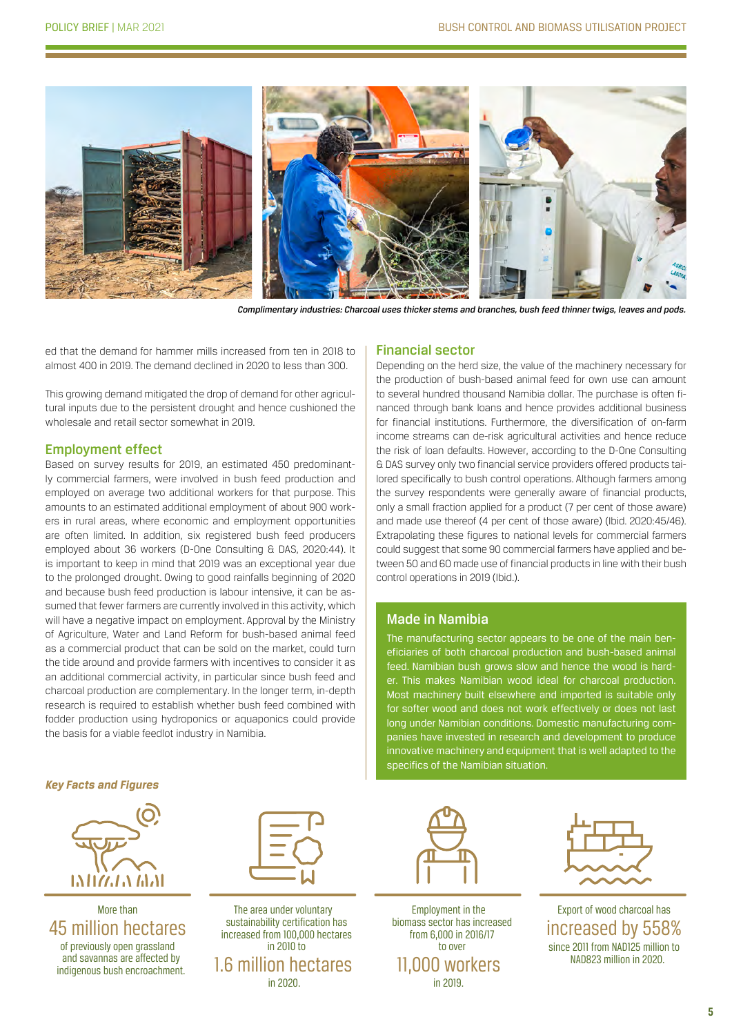*Complimentary industries: Charcoal uses thicker stems and branches, bush feed thinner twigs, leaves and pods.*

ed that the demand for hammer mills increased from ten in 2018 to almost 400 in 2019. The demand declined in 2020 to less than 300.

This growing demand mitigated the drop of demand for other agricultural inputs due to the persistent drought and hence cushioned the wholesale and retail sector somewhat in 2019.

## Employment effect

Based on survey results for 2019, an estimated 450 predominantly commercial farmers, were involved in bush feed production and employed on average two additional workers for that purpose. This amounts to an estimated additional employment of about 900 workers in rural areas, where economic and employment opportunities are often limited. In addition, six registered bush feed producers employed about 36 workers (D-One Consulting & DAS, 2020:44). It is important to keep in mind that 2019 was an exceptional year due to the prolonged drought. Owing to good rainfalls beginning of 2020 and because bush feed production is labour intensive, it can be assumed that fewer farmers are currently involved in this activity, which will have a negative impact on employment. Approval by the Ministry of Agriculture, Water and Land Reform for bush-based animal feed as a commercial product that can be sold on the market, could turn the tide around and provide farmers with incentives to consider it as an additional commercial activity, in particular since bush feed and charcoal production are complementary. In the longer term, in-depth research is required to establish whether bush feed combined with fodder production using hydroponics or aquaponics could provide the basis for a viable feedlot industry in Namibia.

## Financial sector

Depending on the herd size, the value of the machinery necessary for the production of bush-based animal feed for own use can amount to several hundred thousand Namibia dollar. The purchase is often financed through bank loans and hence provides additional business for financial institutions. Furthermore, the diversification of on-farm income streams can de-risk agricultural activities and hence reduce the risk of loan defaults. However, according to the D-One Consulting & DAS survey only two financial service providers offered products tailored specifically to bush control operations. Although farmers among the survey respondents were generally aware of financial products, only a small fraction applied for a product (7 per cent of those aware) and made use thereof (4 per cent of those aware) (Ibid. 2020:45/46). Extrapolating these figures to national levels for commercial farmers could suggest that some 90 commercial farmers have applied and between 50 and 60 made use of financial products in line with their bush control operations in 2019 (Ibid.).

## Made in Namibia

The manufacturing sector appears to be one of the main beneficiaries of both charcoal production and bush-based animal feed. Namibian bush grows slow and hence the wood is harder. This makes Namibian wood ideal for charcoal production. Most machinery built elsewhere and imported is suitable only for softer wood and does not work effectively or does not last long under Namibian conditions. Domestic manufacturing companies have invested in research and development to produce innovative machinery and equipment that is well adapted to the specifics of the Namibian situation.

### *Key Facts and Figures*

More than **45 million hectares** of previously open grassland and savannas are affected by indigenous bush encroachment.

The area under voluntary sustainability certification has increased from 100,000 hectares in 2010 to **1.6 million hectares** in 2020.

Employment in the biomass sector has increased from 6,000 in 2016/17 to over **11,000 workers** in 2019.

Export of wood charcoal has **increased by 558%** since 2011 from NAD125 million to NAD823 million in 2020.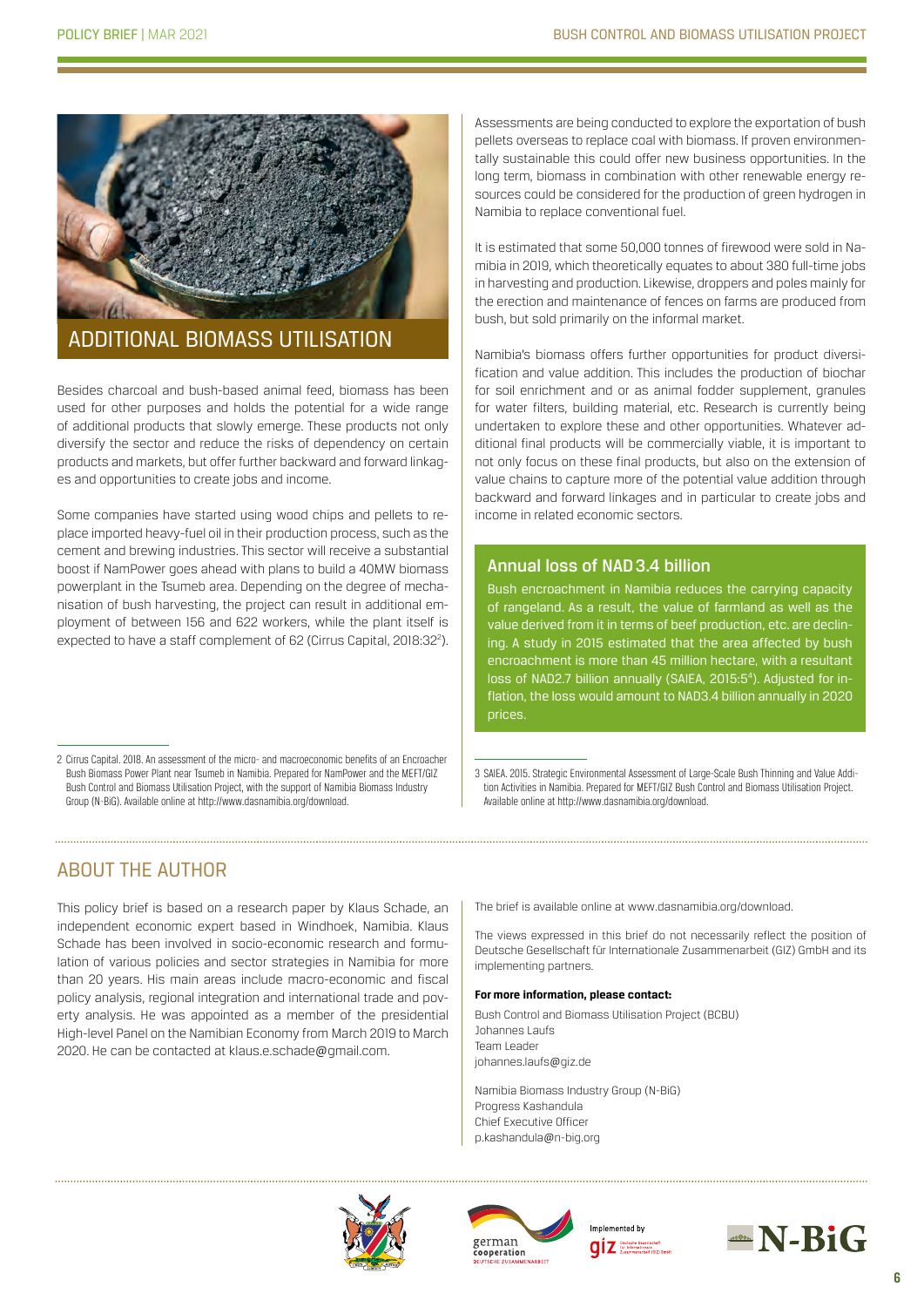## ADDITIONAL BIOMASS UTILISATION

Besides charcoal and bush-based animal feed, biomass has been used for other purposes and holds the potential for a wide range of additional products that slowly emerge. These products not only diversify the sector and reduce the risks of dependency on certain products and markets, but offer further backward and forward linkages and opportunities to create jobs and income.

Some companies have started using wood chips and pellets to replace imported heavy-fuel oil in their production process, such as the cement and brewing industries. This sector will receive a substantial boost if NamPower goes ahead with plans to build a 40MW biomass powerplant in the Tsumeb area. Depending on the degree of mechanisation of bush harvesting, the project can result in additional employment of between 156 and 622 workers, while the plant itself is expected to have a staff complement of 62 (Cirrus Capital, 2018:32[2]).

Assessments are being conducted to explore the exportation of bush pellets overseas to replace coal with biomass. If proven environmentally sustainable this could offer new business opportunities. In the long term, biomass in combination with other renewable energy resources could be considered for the production of green hydrogen in Namibia to replace conventional fuel.

It is estimated that some 50,000 tonnes of firewood were sold in Namibia in 2019, which theoretically equates to about 380 full-time jobs in harvesting and production. Likewise, droppers and poles mainly for the erection and maintenance of fences on farms are produced from bush, but sold primarily on the informal market.

Namibia's biomass offers further opportunities for product diversification and value addition. This includes the production of biochar for soil enrichment and or as animal fodder supplement, granules for water filters, building material, etc. Research is currently being undertaken to explore these and other opportunities. Whatever additional final products will be commercially viable, it is important to not only focus on these final products, but also on the extension of value chains to capture more of the potential value addition through backward and forward linkages and in particular to create jobs and income in related economic sectors.

### Annual loss of NAD 3.4 billion

Bush encroachment in Namibia reduces the carrying capacity of rangeland. As a result, the value of farmland as well as the value derived from it in terms of beef production, etc. are declining. A study in 2015 estimated that the area affected by bush encroachment is more than 45 million hectare, with a resultant loss of NAD2.7 billion annually (SAIEA, 2015:5[4]). Adjusted for inflation, the loss would amount to NAD3.4 billion annually in 2020 prices.

2 Cirrus Capital. 2018. An assessment of the micro- and macroeconomic benefits of an Encroacher Bush Biomass Power Plant near Tsumeb in Namibia. Prepared for NamPower and the MEFT/GIZ Bush Control and Biomass Utilisation Project, with the support of Namibia Biomass Industry Group (N-BiG). Available online at http://www.dasnamibia.org/download.

3 SAIEA. 2015. Strategic Environmental Assessment of Large-Scale Bush Thinning and Value Addition Activities in Namibia. Prepared for MEFT/GIZ Bush Control and Biomass Utilisation Project. Available online at http://www.dasnamibia.org/download.

## ABOUT THE AUTHOR

This policy brief is based on a research paper by Klaus Schade, an independent economic expert based in Windhoek, Namibia. Klaus Schade has been involved in socio-economic research and formulation of various policies and sector strategies in Namibia for more than 20 years. His main areas include macro-economic and fiscal policy analysis, regional integration and international trade and poverty analysis. He was appointed as a member of the presidential High-level Panel on the Namibian Economy from March 2019 to March 2020. He can be contacted at klaus.e.schade@gmail.com.

The brief is available online at www.dasnamibia.org/download.

The views expressed in this brief do not necessarily reflect the position of Deutsche Gesellschaft für Internationale Zusammenarbeit (GIZ) GmbH and its implementing partners.

**For more information, please contact:**

Bush Control and Biomass Utilisation Project (BCBU)
Johannes Laufs
Team Leader
johannes.laufs@giz.de

Namibia Biomass Industry Group (N-BiG)
Progress Kashandula
Chief Executive Officer
p.kashandula@n-big.org